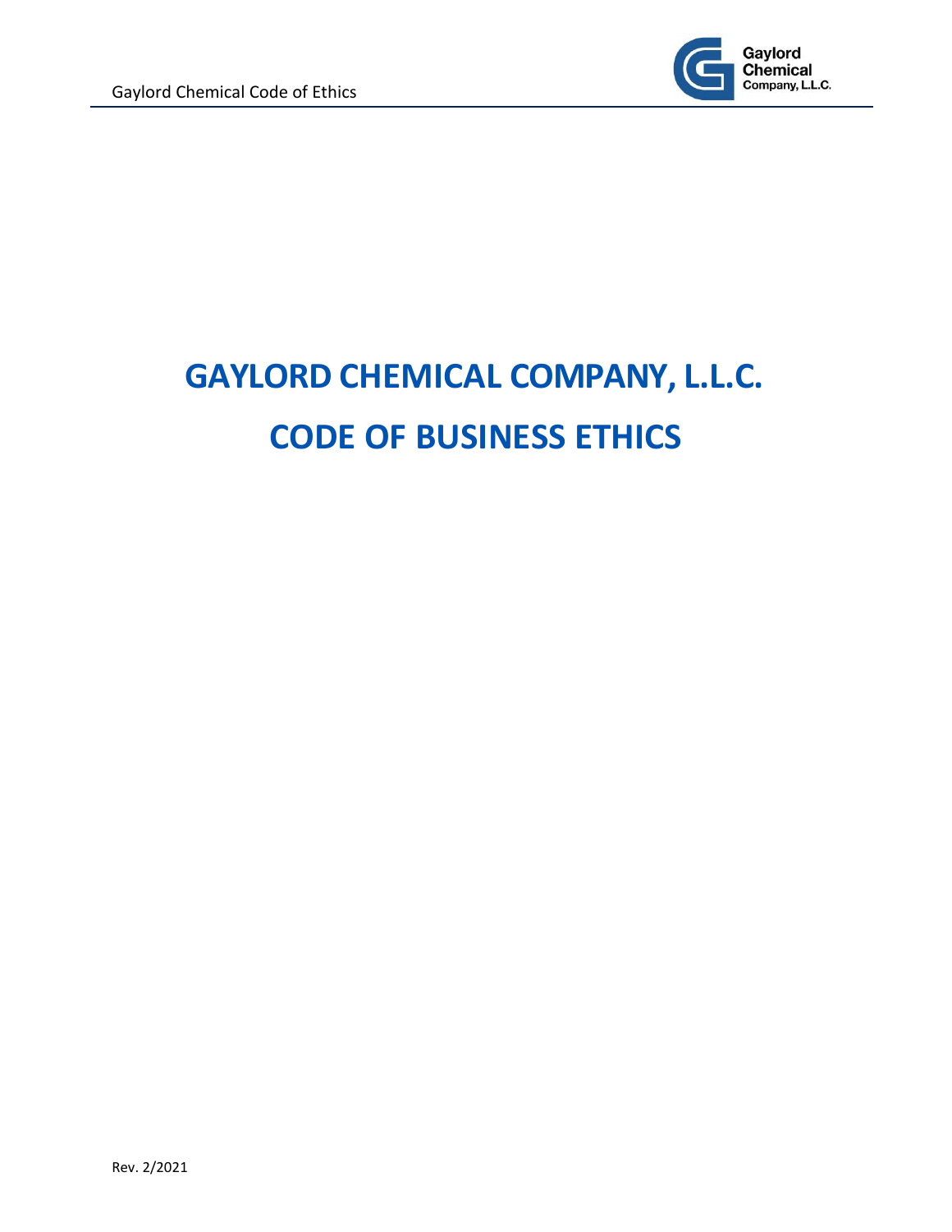# GAYLORD CHEMICAL COMPANY, L.L.C.

# CODE OF BUSINESS ETHICS

Rev. 2/2021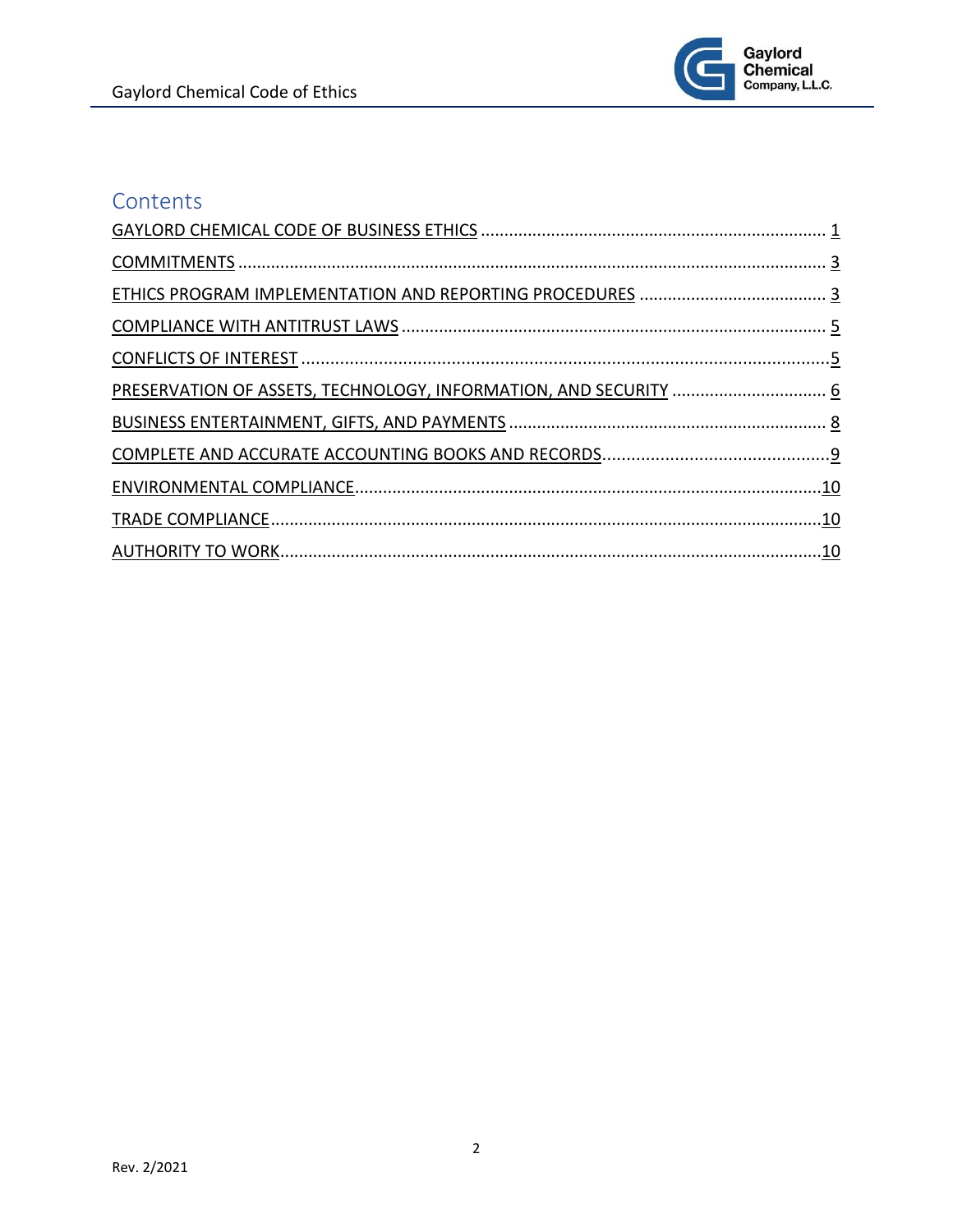## Contents

GAYLORD CHEMICAL CODE OF BUSINESS ETHICS ........................................ 1

COMMITMENTS ........................................ 3

ETHICS PROGRAM IMPLEMENTATION AND REPORTING PROCEDURES ........................................ 3

COMPLIANCE WITH ANTITRUST LAWS ........................................ 5

CONFLICTS OF INTEREST ........................................ 5

PRESERVATION OF ASSETS, TECHNOLOGY, INFORMATION, AND SECURITY ........................................ 6

BUSINESS ENTERTAINMENT, GIFTS, AND PAYMENTS ........................................ 8

COMPLETE AND ACCURATE ACCOUNTING BOOKS AND RECORDS ........................................ 9

ENVIRONMENTAL COMPLIANCE ........................................ 10

TRADE COMPLIANCE ........................................ 10

AUTHORITY TO WORK ........................................ 10

Rev. 2/2021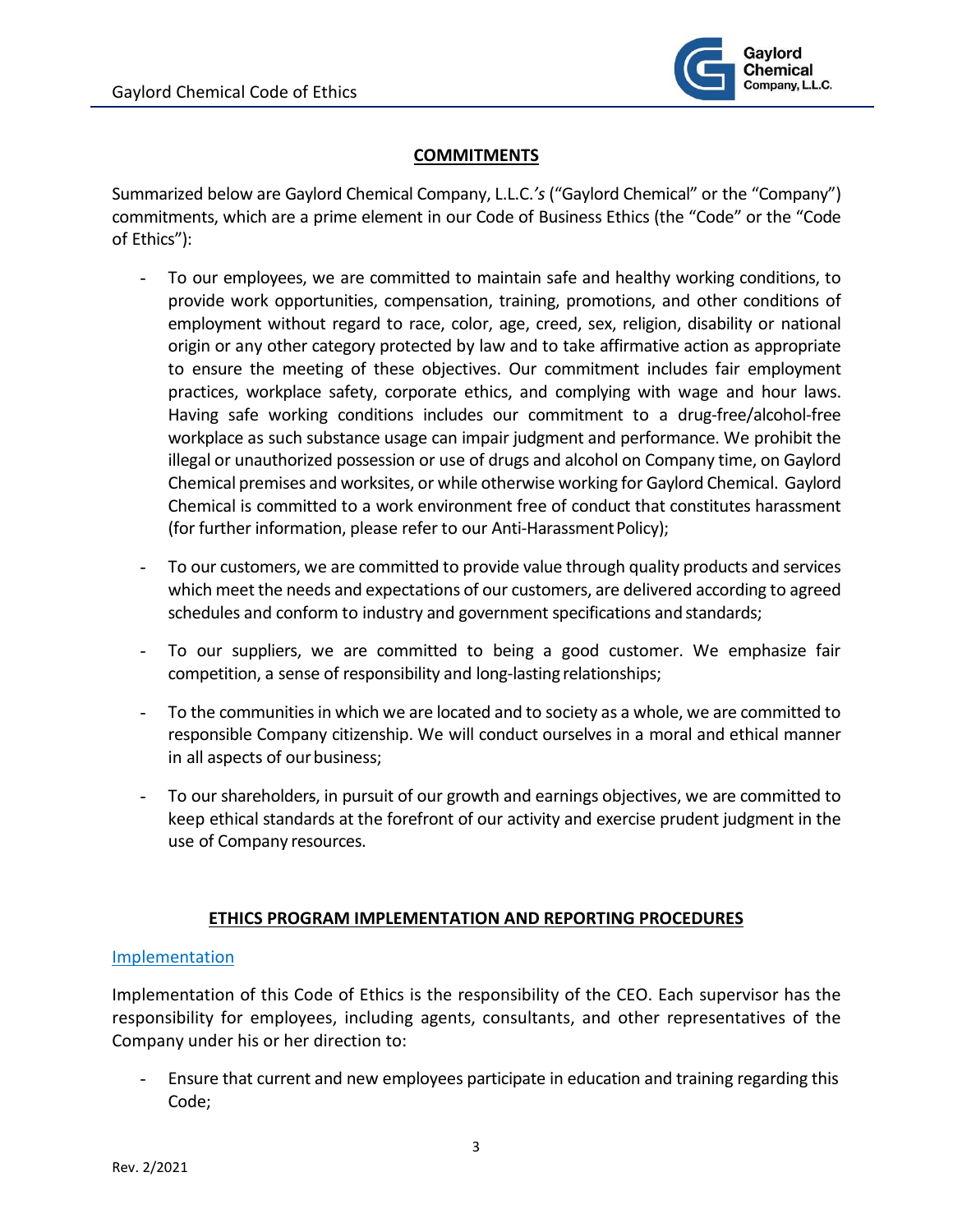## COMMITMENTS

Summarized below are Gaylord Chemical Company, L.L.C.*'s* ("Gaylord Chemical" or the "Company") commitments, which are a prime element in our Code of Business Ethics (the "Code" or the "Code of Ethics"):

- To our employees, we are committed to maintain safe and healthy working conditions, to provide work opportunities, compensation, training, promotions, and other conditions of employment without regard to race, color, age, creed, sex, religion, disability or national origin or any other category protected by law and to take affirmative action as appropriate to ensure the meeting of these objectives. Our commitment includes fair employment practices, workplace safety, corporate ethics, and complying with wage and hour laws. Having safe working conditions includes our commitment to a drug-free/alcohol-free workplace as such substance usage can impair judgment and performance. We prohibit the illegal or unauthorized possession or use of drugs and alcohol on Company time, on Gaylord Chemical premises and worksites, or while otherwise working for Gaylord Chemical. Gaylord Chemical is committed to a work environment free of conduct that constitutes harassment (for further information, please refer to our Anti-Harassment Policy);

- To our customers, we are committed to provide value through quality products and services which meet the needs and expectations of our customers, are delivered according to agreed schedules and conform to industry and government specifications and standards;

- To our suppliers, we are committed to being a good customer. We emphasize fair competition, a sense of responsibility and long-lasting relationships;

- To the communities in which we are located and to society as a whole, we are committed to responsible Company citizenship. We will conduct ourselves in a moral and ethical manner in all aspects of our business;

- To our shareholders, in pursuit of our growth and earnings objectives, we are committed to keep ethical standards at the forefront of our activity and exercise prudent judgment in the use of Company resources.

## ETHICS PROGRAM IMPLEMENTATION AND REPORTING PROCEDURES

### Implementation

Implementation of this Code of Ethics is the responsibility of the CEO. Each supervisor has the responsibility for employees, including agents, consultants, and other representatives of the Company under his or her direction to:

- Ensure that current and new employees participate in education and training regarding this Code;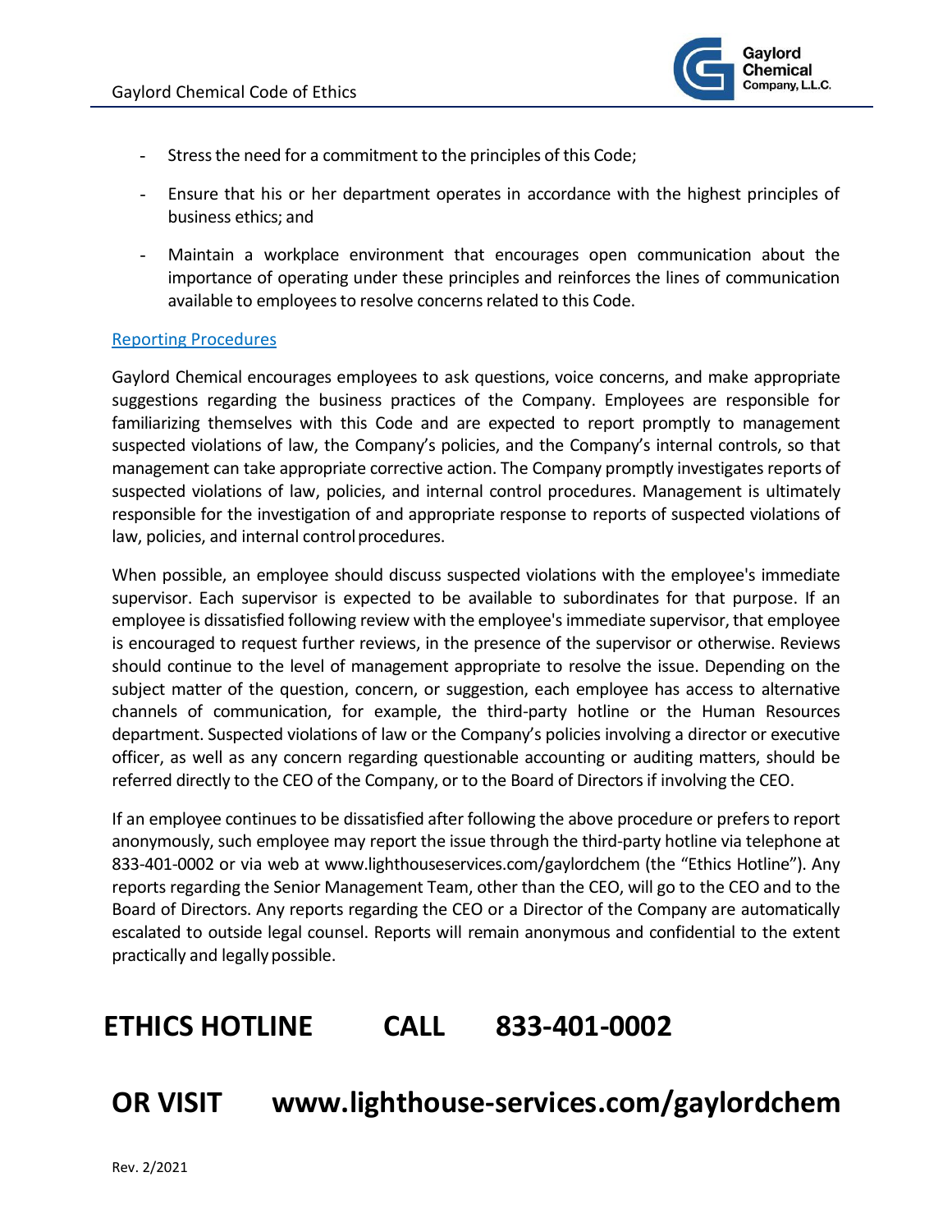- Stress the need for a commitment to the principles of this Code;
- Ensure that his or her department operates in accordance with the highest principles of business ethics; and
- Maintain a workplace environment that encourages open communication about the importance of operating under these principles and reinforces the lines of communication available to employees to resolve concerns related to this Code.

## Reporting Procedures

Gaylord Chemical encourages employees to ask questions, voice concerns, and make appropriate suggestions regarding the business practices of the Company. Employees are responsible for familiarizing themselves with this Code and are expected to report promptly to management suspected violations of law, the Company's policies, and the Company's internal controls, so that management can take appropriate corrective action. The Company promptly investigates reports of suspected violations of law, policies, and internal control procedures. Management is ultimately responsible for the investigation of and appropriate response to reports of suspected violations of law, policies, and internal control procedures.

When possible, an employee should discuss suspected violations with the employee's immediate supervisor. Each supervisor is expected to be available to subordinates for that purpose. If an employee is dissatisfied following review with the employee's immediate supervisor, that employee is encouraged to request further reviews, in the presence of the supervisor or otherwise. Reviews should continue to the level of management appropriate to resolve the issue. Depending on the subject matter of the question, concern, or suggestion, each employee has access to alternative channels of communication, for example, the third-party hotline or the Human Resources department. Suspected violations of law or the Company's policies involving a director or executive officer, as well as any concern regarding questionable accounting or auditing matters, should be referred directly to the CEO of the Company, or to the Board of Directors if involving the CEO.

If an employee continues to be dissatisfied after following the above procedure or prefers to report anonymously, such employee may report the issue through the third-party hotline via telephone at 833-401-0002 or via web at www.lighthouseservices.com/gaylordchem (the "Ethics Hotline"). Any reports regarding the Senior Management Team, other than the CEO, will go to the CEO and to the Board of Directors. Any reports regarding the CEO or a Director of the Company are automatically escalated to outside legal counsel. Reports will remain anonymous and confidential to the extent practically and legally possible.

# ETHICS HOTLINE CALL 833-401-0002

# OR VISIT www.lighthouse-services.com/gaylordchem

Rev. 2/2021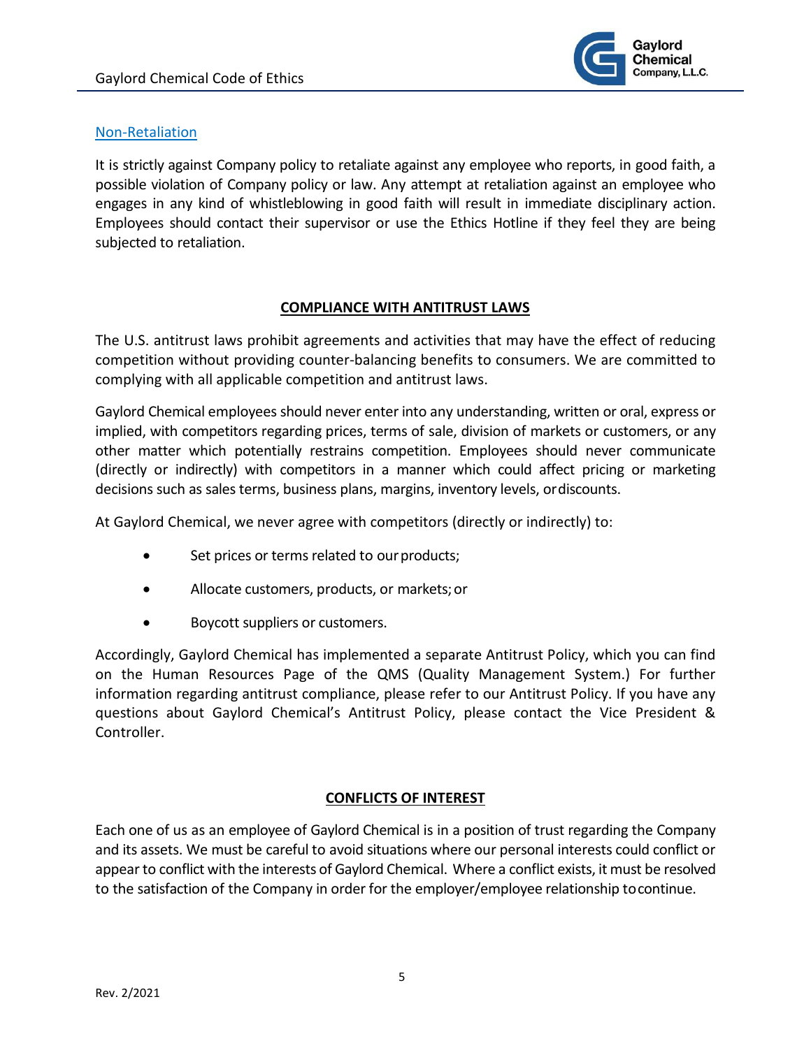### Non-Retaliation

It is strictly against Company policy to retaliate against any employee who reports, in good faith, a possible violation of Company policy or law. Any attempt at retaliation against an employee who engages in any kind of whistleblowing in good faith will result in immediate disciplinary action. Employees should contact their supervisor or use the Ethics Hotline if they feel they are being subjected to retaliation.

## COMPLIANCE WITH ANTITRUST LAWS

The U.S. antitrust laws prohibit agreements and activities that may have the effect of reducing competition without providing counter-balancing benefits to consumers. We are committed to complying with all applicable competition and antitrust laws.

Gaylord Chemical employees should never enter into any understanding, written or oral, express or implied, with competitors regarding prices, terms of sale, division of markets or customers, or any other matter which potentially restrains competition. Employees should never communicate (directly or indirectly) with competitors in a manner which could affect pricing or marketing decisions such as sales terms, business plans, margins, inventory levels, or discounts.

At Gaylord Chemical, we never agree with competitors (directly or indirectly) to:

- Set prices or terms related to our products;
- Allocate customers, products, or markets; or
- Boycott suppliers or customers.

Accordingly, Gaylord Chemical has implemented a separate Antitrust Policy, which you can find on the Human Resources Page of the QMS (Quality Management System.) For further information regarding antitrust compliance, please refer to our Antitrust Policy. If you have any questions about Gaylord Chemical's Antitrust Policy, please contact the Vice President & Controller.

## CONFLICTS OF INTEREST

Each one of us as an employee of Gaylord Chemical is in a position of trust regarding the Company and its assets. We must be careful to avoid situations where our personal interests could conflict or appear to conflict with the interests of Gaylord Chemical. Where a conflict exists, it must be resolved to the satisfaction of the Company in order for the employer/employee relationship to continue.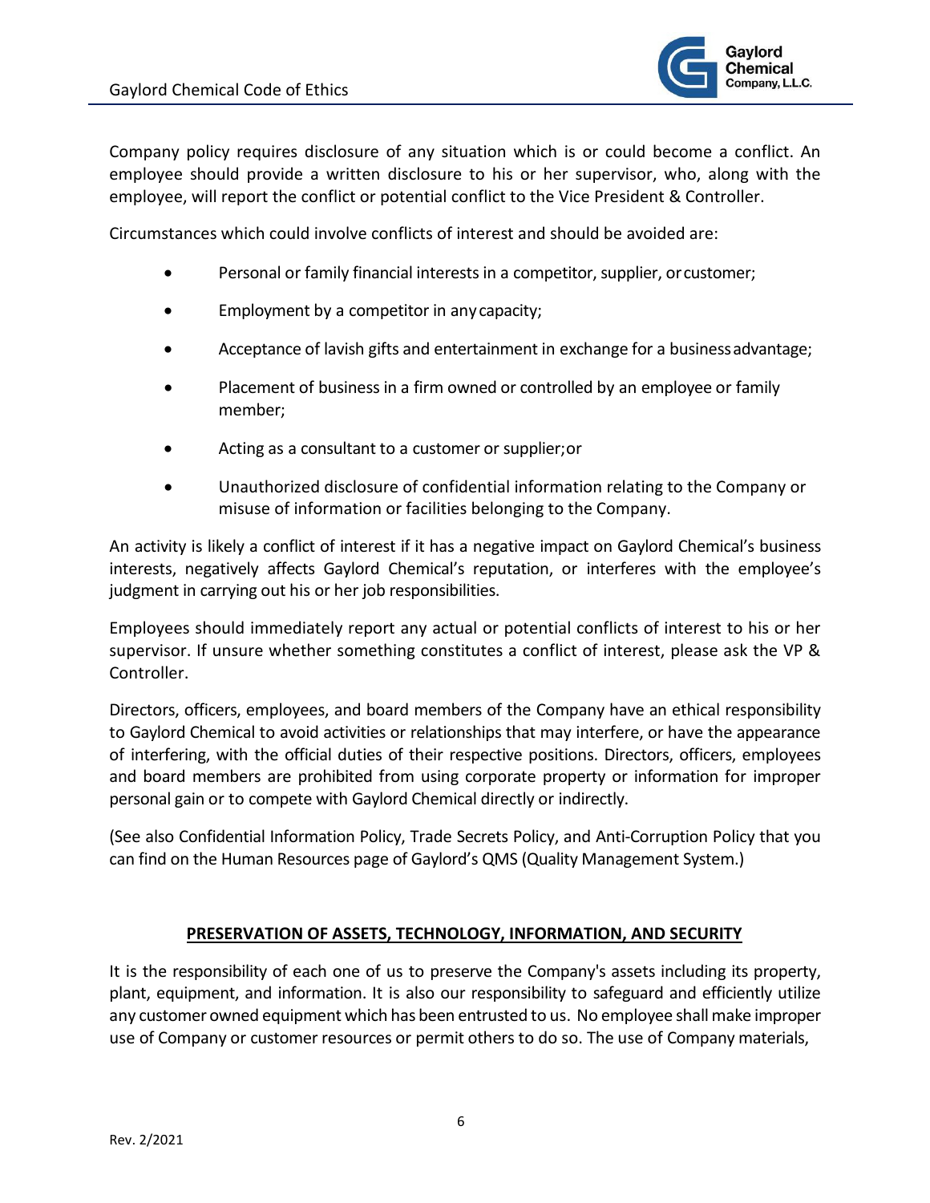Company policy requires disclosure of any situation which is or could become a conflict. An employee should provide a written disclosure to his or her supervisor, who, along with the employee, will report the conflict or potential conflict to the Vice President & Controller.

Circumstances which could involve conflicts of interest and should be avoided are:

- Personal or family financial interests in a competitor, supplier, or customer;
- Employment by a competitor in any capacity;
- Acceptance of lavish gifts and entertainment in exchange for a business advantage;
- Placement of business in a firm owned or controlled by an employee or family member;
- Acting as a consultant to a customer or supplier; or
- Unauthorized disclosure of confidential information relating to the Company or misuse of information or facilities belonging to the Company.

An activity is likely a conflict of interest if it has a negative impact on Gaylord Chemical's business interests, negatively affects Gaylord Chemical's reputation, or interferes with the employee's judgment in carrying out his or her job responsibilities.

Employees should immediately report any actual or potential conflicts of interest to his or her supervisor. If unsure whether something constitutes a conflict of interest, please ask the VP & Controller.

Directors, officers, employees, and board members of the Company have an ethical responsibility to Gaylord Chemical to avoid activities or relationships that may interfere, or have the appearance of interfering, with the official duties of their respective positions. Directors, officers, employees and board members are prohibited from using corporate property or information for improper personal gain or to compete with Gaylord Chemical directly or indirectly.

(See also Confidential Information Policy, Trade Secrets Policy, and Anti-Corruption Policy that you can find on the Human Resources page of Gaylord's QMS (Quality Management System.)

## PRESERVATION OF ASSETS, TECHNOLOGY, INFORMATION, AND SECURITY

It is the responsibility of each one of us to preserve the Company's assets including its property, plant, equipment, and information. It is also our responsibility to safeguard and efficiently utilize any customer owned equipment which has been entrusted to us. No employee shall make improper use of Company or customer resources or permit others to do so. The use of Company materials,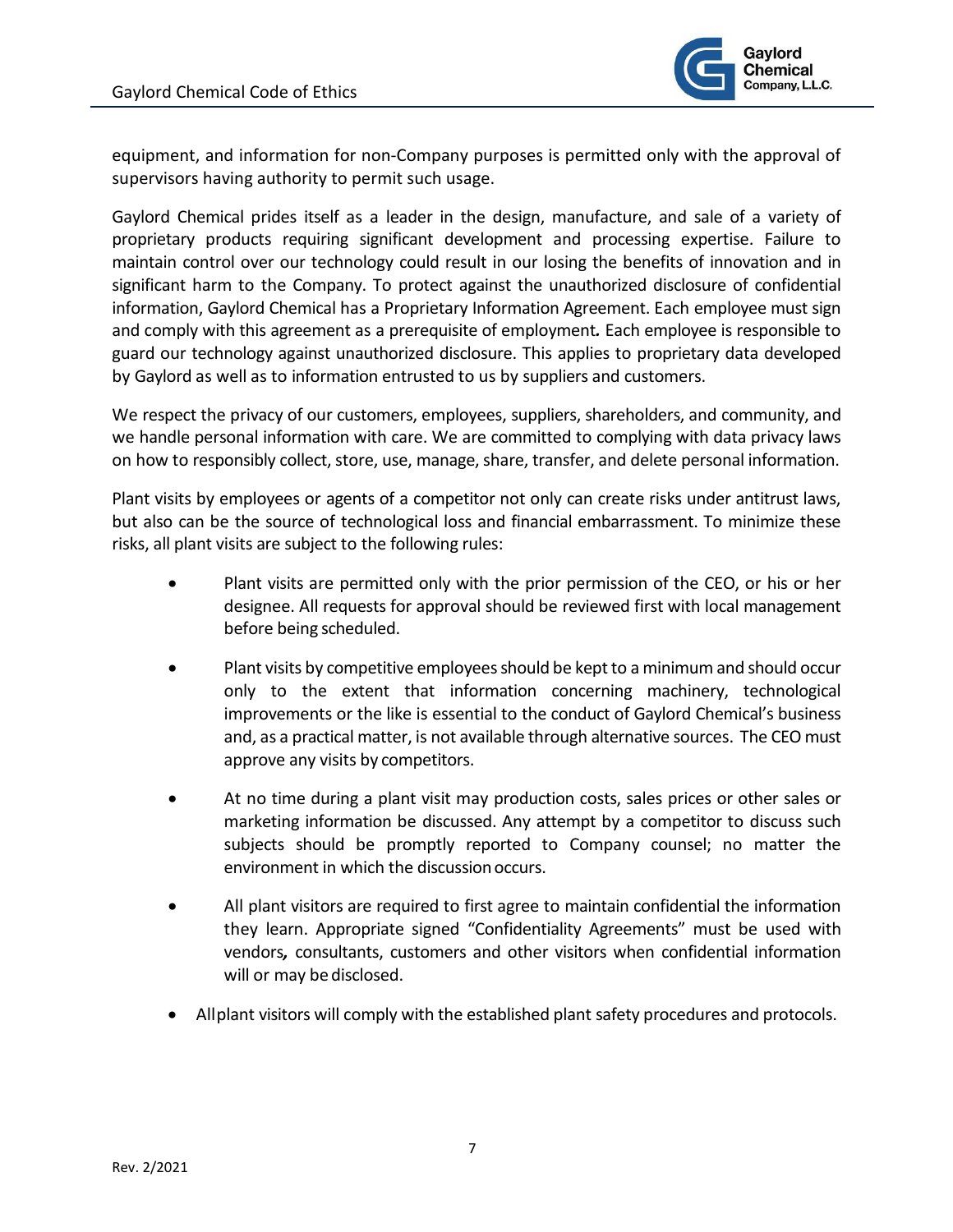equipment, and information for non-Company purposes is permitted only with the approval of supervisors having authority to permit such usage.

Gaylord Chemical prides itself as a leader in the design, manufacture, and sale of a variety of proprietary products requiring significant development and processing expertise. Failure to maintain control over our technology could result in our losing the benefits of innovation and in significant harm to the Company. To protect against the unauthorized disclosure of confidential information, Gaylord Chemical has a Proprietary Information Agreement. Each employee must sign and comply with this agreement as a prerequisite of employment*.* Each employee is responsible to guard our technology against unauthorized disclosure. This applies to proprietary data developed by Gaylord as well as to information entrusted to us by suppliers and customers.

We respect the privacy of our customers, employees, suppliers, shareholders, and community, and we handle personal information with care. We are committed to complying with data privacy laws on how to responsibly collect, store, use, manage, share, transfer, and delete personal information.

Plant visits by employees or agents of a competitor not only can create risks under antitrust laws, but also can be the source of technological loss and financial embarrassment. To minimize these risks, all plant visits are subject to the following rules:

- Plant visits are permitted only with the prior permission of the CEO, or his or her designee. All requests for approval should be reviewed first with local management before being scheduled.
- Plant visits by competitive employees should be kept to a minimum and should occur only to the extent that information concerning machinery, technological improvements or the like is essential to the conduct of Gaylord Chemical's business and, as a practical matter, is not available through alternative sources. The CEO must approve any visits by competitors.
- At no time during a plant visit may production costs, sales prices or other sales or marketing information be discussed. Any attempt by a competitor to discuss such subjects should be promptly reported to Company counsel; no matter the environment in which the discussion occurs.
- All plant visitors are required to first agree to maintain confidential the information they learn. Appropriate signed "Confidentiality Agreements" must be used with vendors*,* consultants, customers and other visitors when confidential information will or may be disclosed.
- All plant visitors will comply with the established plant safety procedures and protocols.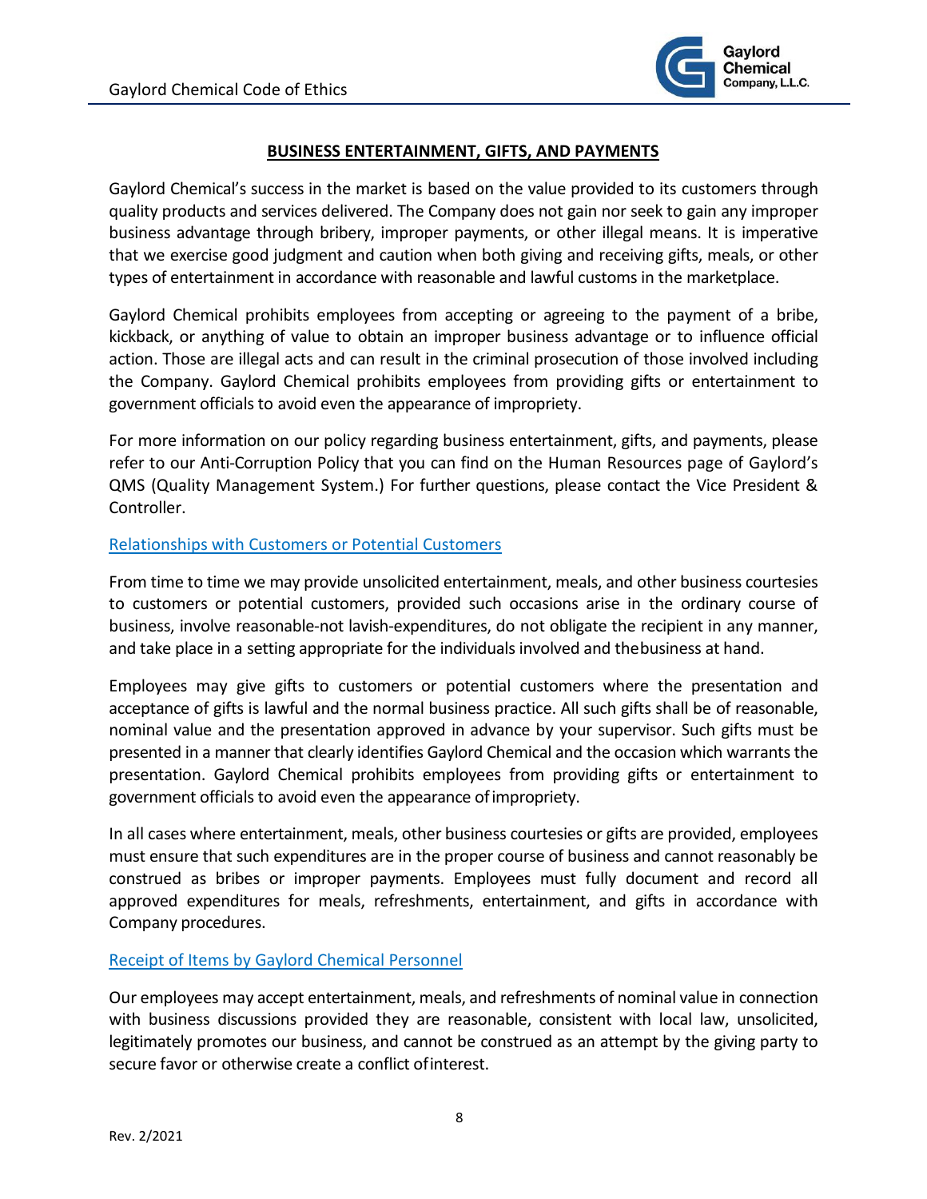## BUSINESS ENTERTAINMENT, GIFTS, AND PAYMENTS

Gaylord Chemical's success in the market is based on the value provided to its customers through quality products and services delivered. The Company does not gain nor seek to gain any improper business advantage through bribery, improper payments, or other illegal means. It is imperative that we exercise good judgment and caution when both giving and receiving gifts, meals, or other types of entertainment in accordance with reasonable and lawful customs in the marketplace.

Gaylord Chemical prohibits employees from accepting or agreeing to the payment of a bribe, kickback, or anything of value to obtain an improper business advantage or to influence official action. Those are illegal acts and can result in the criminal prosecution of those involved including the Company. Gaylord Chemical prohibits employees from providing gifts or entertainment to government officials to avoid even the appearance of impropriety.

For more information on our policy regarding business entertainment, gifts, and payments, please refer to our Anti-Corruption Policy that you can find on the Human Resources page of Gaylord's QMS (Quality Management System.) For further questions, please contact the Vice President & Controller.

### Relationships with Customers or Potential Customers

From time to time we may provide unsolicited entertainment, meals, and other business courtesies to customers or potential customers, provided such occasions arise in the ordinary course of business, involve reasonable-not lavish-expenditures, do not obligate the recipient in any manner, and take place in a setting appropriate for the individuals involved and thebusiness at hand.

Employees may give gifts to customers or potential customers where the presentation and acceptance of gifts is lawful and the normal business practice. All such gifts shall be of reasonable, nominal value and the presentation approved in advance by your supervisor. Such gifts must be presented in a manner that clearly identifies Gaylord Chemical and the occasion which warrants the presentation. Gaylord Chemical prohibits employees from providing gifts or entertainment to government officials to avoid even the appearance ofimpropriety.

In all cases where entertainment, meals, other business courtesies or gifts are provided, employees must ensure that such expenditures are in the proper course of business and cannot reasonably be construed as bribes or improper payments. Employees must fully document and record all approved expenditures for meals, refreshments, entertainment, and gifts in accordance with Company procedures.

### Receipt of Items by Gaylord Chemical Personnel

Our employees may accept entertainment, meals, and refreshments of nominal value in connection with business discussions provided they are reasonable, consistent with local law, unsolicited, legitimately promotes our business, and cannot be construed as an attempt by the giving party to secure favor or otherwise create a conflict ofinterest.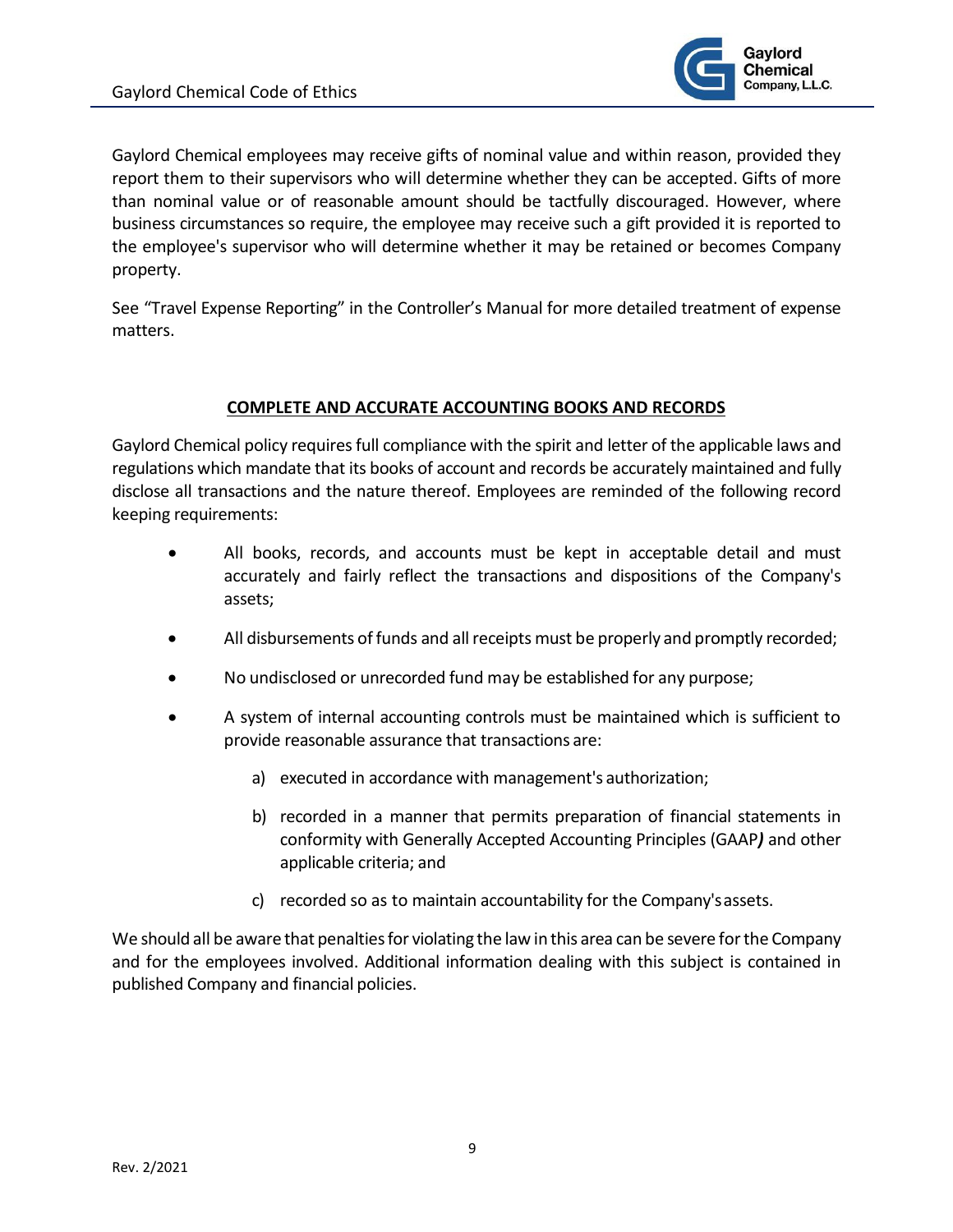Gaylord Chemical employees may receive gifts of nominal value and within reason, provided they report them to their supervisors who will determine whether they can be accepted. Gifts of more than nominal value or of reasonable amount should be tactfully discouraged. However, where business circumstances so require, the employee may receive such a gift provided it is reported to the employee's supervisor who will determine whether it may be retained or becomes Company property.

See "Travel Expense Reporting" in the Controller's Manual for more detailed treatment of expense matters.

## COMPLETE AND ACCURATE ACCOUNTING BOOKS AND RECORDS

Gaylord Chemical policy requires full compliance with the spirit and letter of the applicable laws and regulations which mandate that its books of account and records be accurately maintained and fully disclose all transactions and the nature thereof. Employees are reminded of the following record keeping requirements:

- All books, records, and accounts must be kept in acceptable detail and must accurately and fairly reflect the transactions and dispositions of the Company's assets;
- All disbursements of funds and all receipts must be properly and promptly recorded;
- No undisclosed or unrecorded fund may be established for any purpose;
- A system of internal accounting controls must be maintained which is sufficient to provide reasonable assurance that transactions are:
  - a) executed in accordance with management's authorization;
  - b) recorded in a manner that permits preparation of financial statements in conformity with Generally Accepted Accounting Principles (GAAP***)*** and other applicable criteria; and
  - c) recorded so as to maintain accountability for the Company's assets.

We should all be aware that penalties for violating the law in this area can be severe for the Company and for the employees involved. Additional information dealing with this subject is contained in published Company and financial policies.

Rev. 2/2021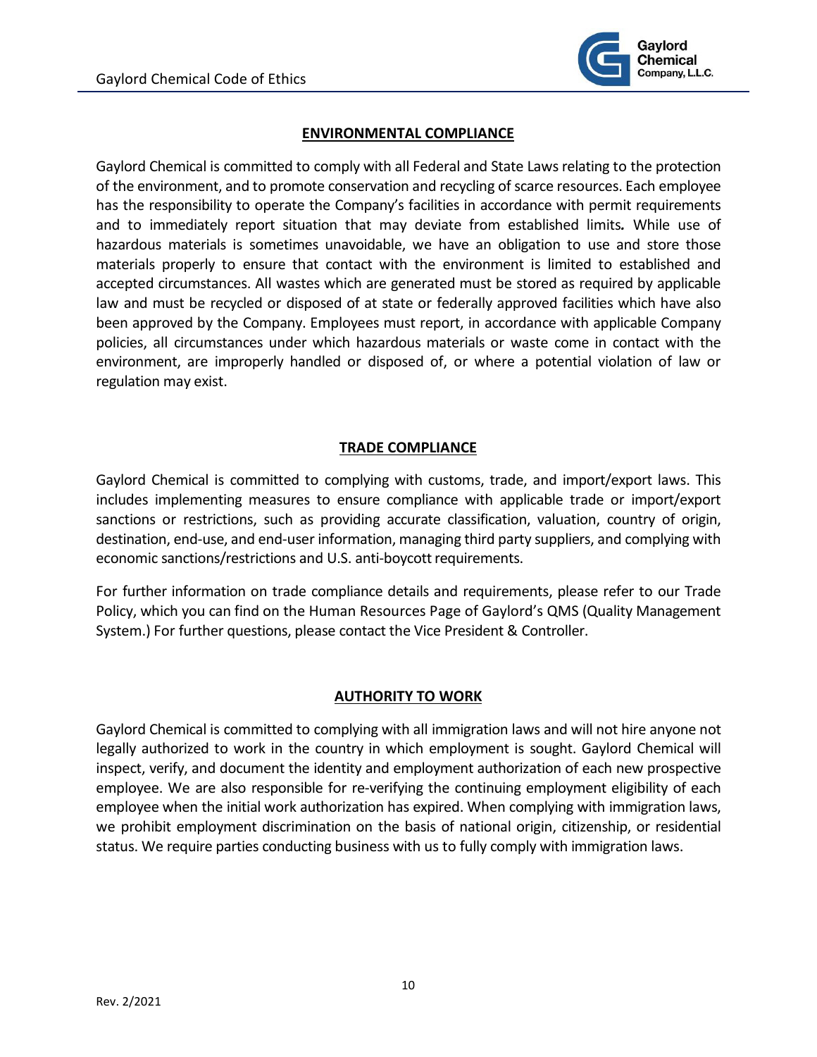## ENVIRONMENTAL COMPLIANCE

Gaylord Chemical is committed to comply with all Federal and State Laws relating to the protection of the environment, and to promote conservation and recycling of scarce resources. Each employee has the responsibility to operate the Company's facilities in accordance with permit requirements and to immediately report situation that may deviate from established limits*.* While use of hazardous materials is sometimes unavoidable, we have an obligation to use and store those materials properly to ensure that contact with the environment is limited to established and accepted circumstances. All wastes which are generated must be stored as required by applicable law and must be recycled or disposed of at state or federally approved facilities which have also been approved by the Company. Employees must report, in accordance with applicable Company policies, all circumstances under which hazardous materials or waste come in contact with the environment, are improperly handled or disposed of, or where a potential violation of law or regulation may exist.

## TRADE COMPLIANCE

Gaylord Chemical is committed to complying with customs, trade, and import/export laws. This includes implementing measures to ensure compliance with applicable trade or import/export sanctions or restrictions, such as providing accurate classification, valuation, country of origin, destination, end-use, and end-user information, managing third party suppliers, and complying with economic sanctions/restrictions and U.S. anti-boycott requirements.

For further information on trade compliance details and requirements, please refer to our Trade Policy, which you can find on the Human Resources Page of Gaylord's QMS (Quality Management System.) For further questions, please contact the Vice President & Controller.

## AUTHORITY TO WORK

Gaylord Chemical is committed to complying with all immigration laws and will not hire anyone not legally authorized to work in the country in which employment is sought. Gaylord Chemical will inspect, verify, and document the identity and employment authorization of each new prospective employee. We are also responsible for re-verifying the continuing employment eligibility of each employee when the initial work authorization has expired. When complying with immigration laws, we prohibit employment discrimination on the basis of national origin, citizenship, or residential status. We require parties conducting business with us to fully comply with immigration laws.